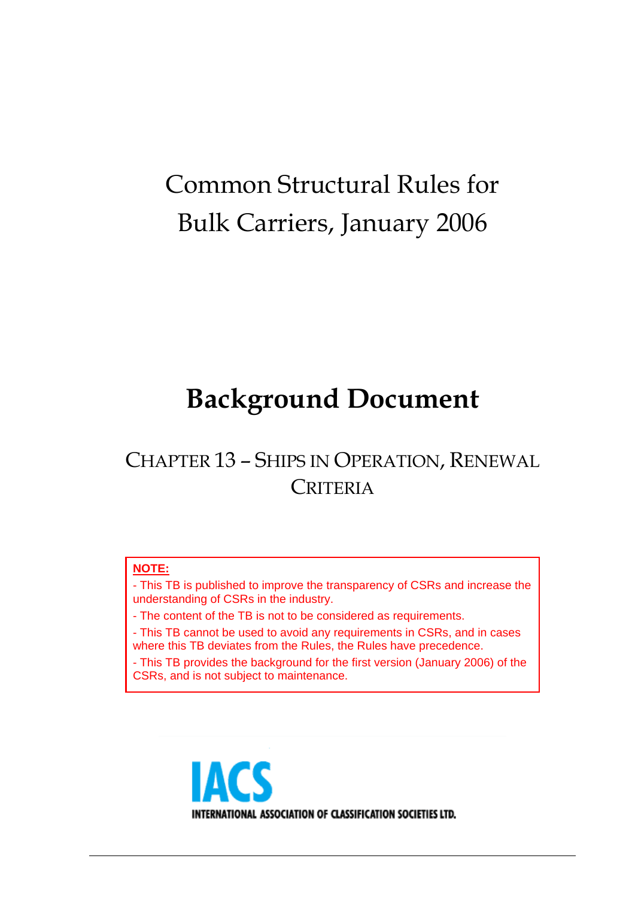# Common Structural Rules for Bulk Carriers, January 2006

# Background Document

## CHAPTER 13 – SHIPS IN OPERATION, RENEWAL CRITERIA

**NOTE:**

- This TB is published to improve the transparency of CSRs and increase the understanding of CSRs in the industry.
- The content of the TB is not to be considered as requirements.
- This TB cannot be used to avoid any requirements in CSRs, and in cases where this TB deviates from the Rules, the Rules have precedence.
- This TB provides the background for the first version (January 2006) of the CSRs, and is not subject to maintenance.

IACS

INTERNATIONAL ASSOCIATION OF CLASSIFICATION SOCIETIES LTD.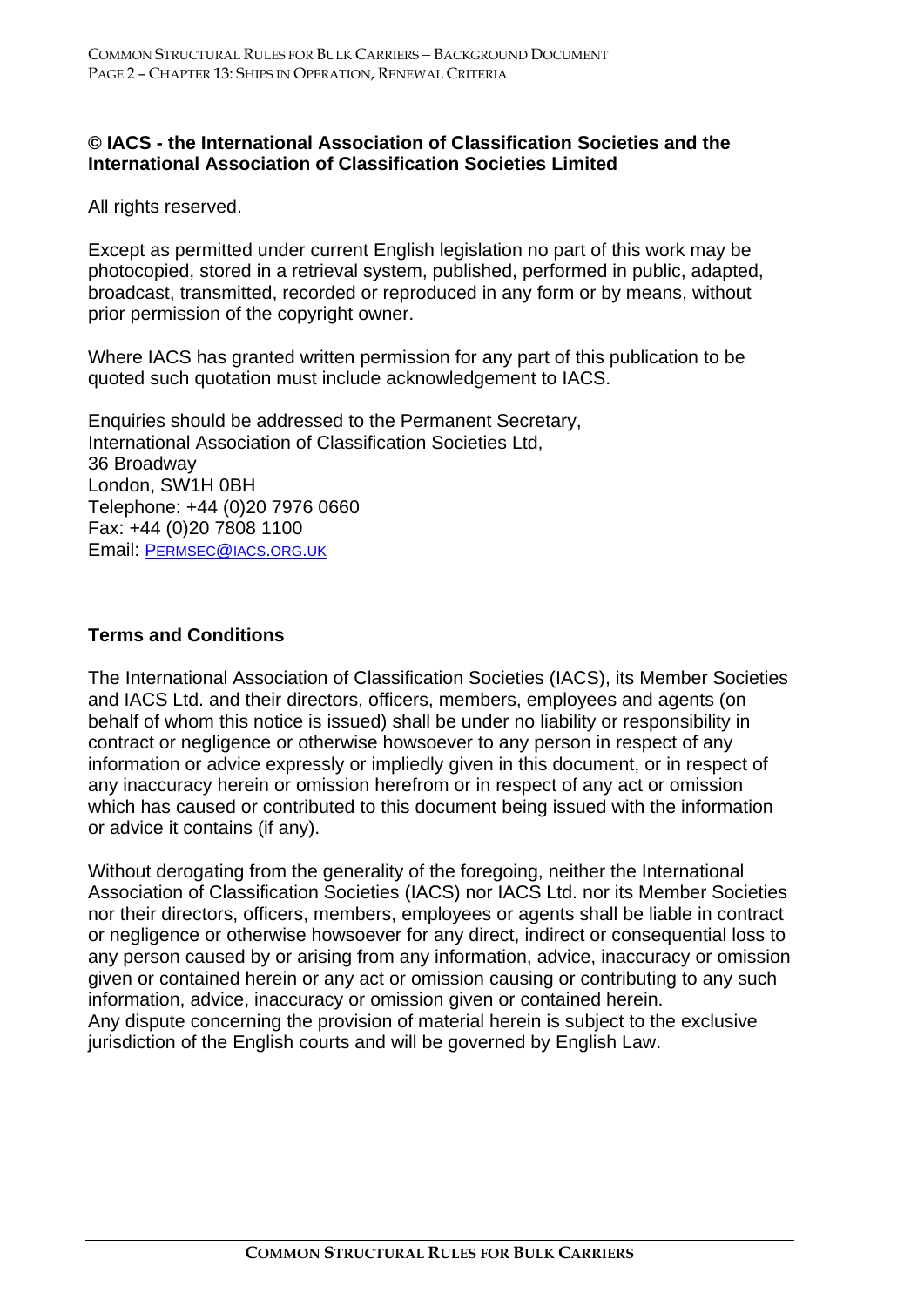**© IACS - the International Association of Classification Societies and the International Association of Classification Societies Limited**

All rights reserved.

Except as permitted under current English legislation no part of this work may be photocopied, stored in a retrieval system, published, performed in public, adapted, broadcast, transmitted, recorded or reproduced in any form or by means, without prior permission of the copyright owner.

Where IACS has granted written permission for any part of this publication to be quoted such quotation must include acknowledgement to IACS.

Enquiries should be addressed to the Permanent Secretary,
International Association of Classification Societies Ltd,
36 Broadway
London, SW1H 0BH
Telephone: +44 (0)20 7976 0660
Fax: +44 (0)20 7808 1100
Email: PERMSEC@IACS.ORG.UK

## Terms and Conditions

The International Association of Classification Societies (IACS), its Member Societies and IACS Ltd. and their directors, officers, members, employees and agents (on behalf of whom this notice is issued) shall be under no liability or responsibility in contract or negligence or otherwise howsoever to any person in respect of any information or advice expressly or impliedly given in this document, or in respect of any inaccuracy herein or omission herefrom or in respect of any act or omission which has caused or contributed to this document being issued with the information or advice it contains (if any).

Without derogating from the generality of the foregoing, neither the International Association of Classification Societies (IACS) nor IACS Ltd. nor its Member Societies nor their directors, officers, members, employees or agents shall be liable in contract or negligence or otherwise howsoever for any direct, indirect or consequential loss to any person caused by or arising from any information, advice, inaccuracy or omission given or contained herein or any act or omission causing or contributing to any such information, advice, inaccuracy or omission given or contained herein.
Any dispute concerning the provision of material herein is subject to the exclusive jurisdiction of the English courts and will be governed by English Law.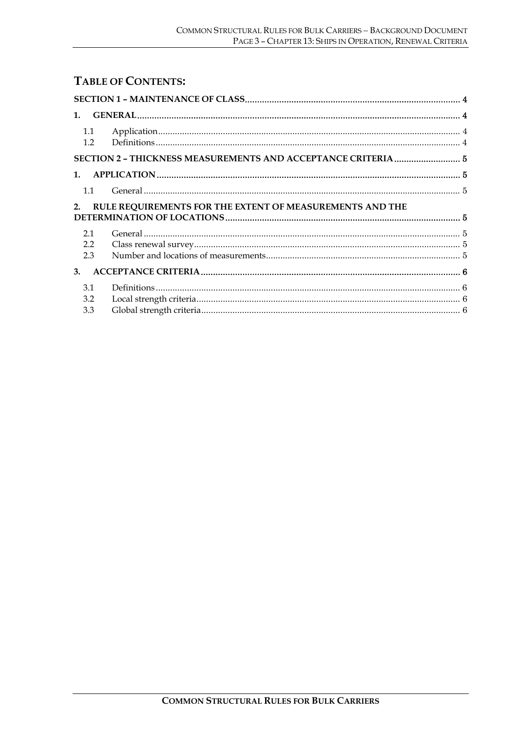# TABLE OF CONTENTS:

**SECTION 1 – MAINTENANCE OF CLASS** ........ 4

**1. GENERAL** ........ 4

- 1.1 Application ........ 4
- 1.2 Definitions ........ 4

**SECTION 2 – THICKNESS MEASUREMENTS AND ACCEPTANCE CRITERIA** ........ 5

**1. APPLICATION** ........ 5

- 1.1 General ........ 5

**2. RULE REQUIREMENTS FOR THE EXTENT OF MEASUREMENTS AND THE DETERMINATION OF LOCATIONS** ........ 5

- 2.1 General ........ 5
- 2.2 Class renewal survey ........ 5
- 2.3 Number and locations of measurements ........ 5

**3. ACCEPTANCE CRITERIA** ........ 6

- 3.1 Definitions ........ 6
- 3.2 Local strength criteria ........ 6
- 3.3 Global strength criteria ........ 6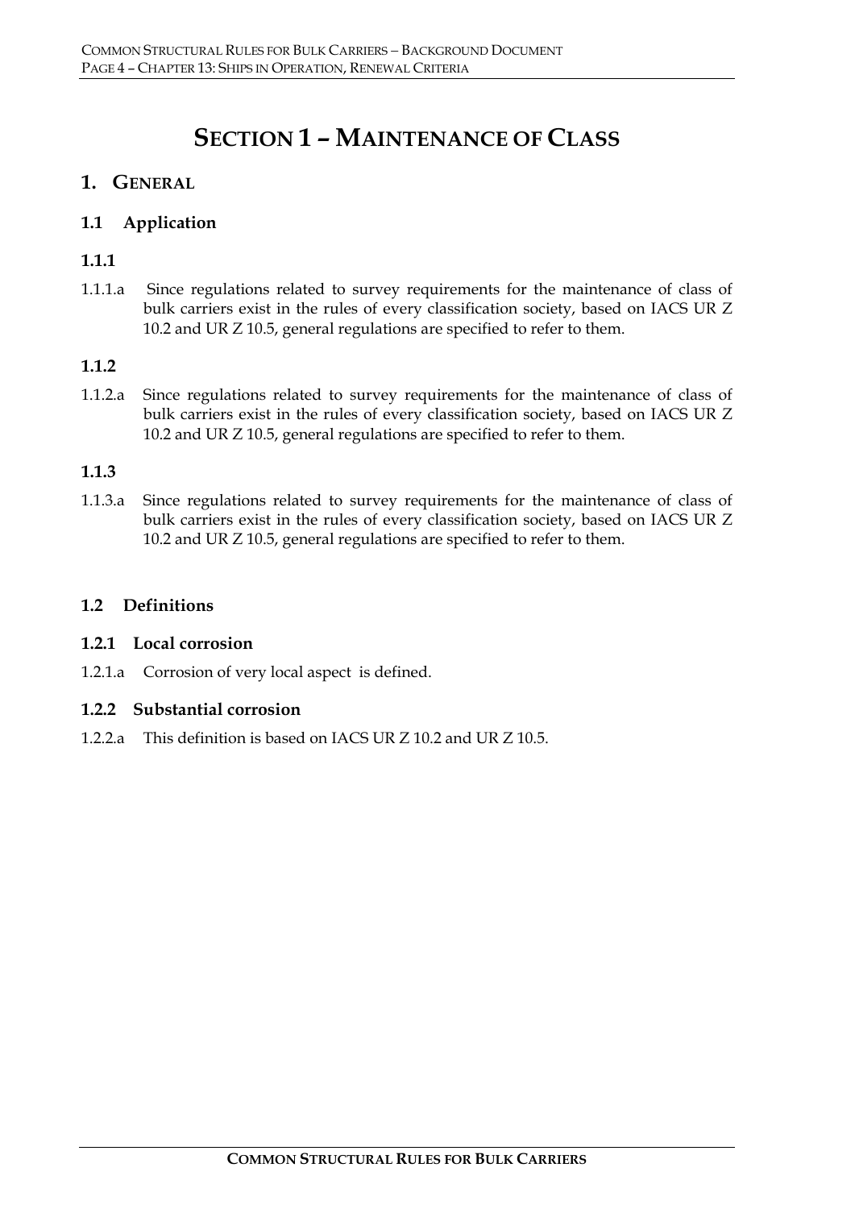# Section 1 – Maintenance of Class

## 1. General

### 1.1 Application

#### 1.1.1

1.1.1.a Since regulations related to survey requirements for the maintenance of class of bulk carriers exist in the rules of every classification society, based on IACS UR Z 10.2 and UR Z 10.5, general regulations are specified to refer to them.

#### 1.1.2

1.1.2.a Since regulations related to survey requirements for the maintenance of class of bulk carriers exist in the rules of every classification society, based on IACS UR Z 10.2 and UR Z 10.5, general regulations are specified to refer to them.

#### 1.1.3

1.1.3.a Since regulations related to survey requirements for the maintenance of class of bulk carriers exist in the rules of every classification society, based on IACS UR Z 10.2 and UR Z 10.5, general regulations are specified to refer to them.

### 1.2 Definitions

#### 1.2.1 Local corrosion

1.2.1.a Corrosion of very local aspect is defined.

#### 1.2.2 Substantial corrosion

1.2.2.a This definition is based on IACS UR Z 10.2 and UR Z 10.5.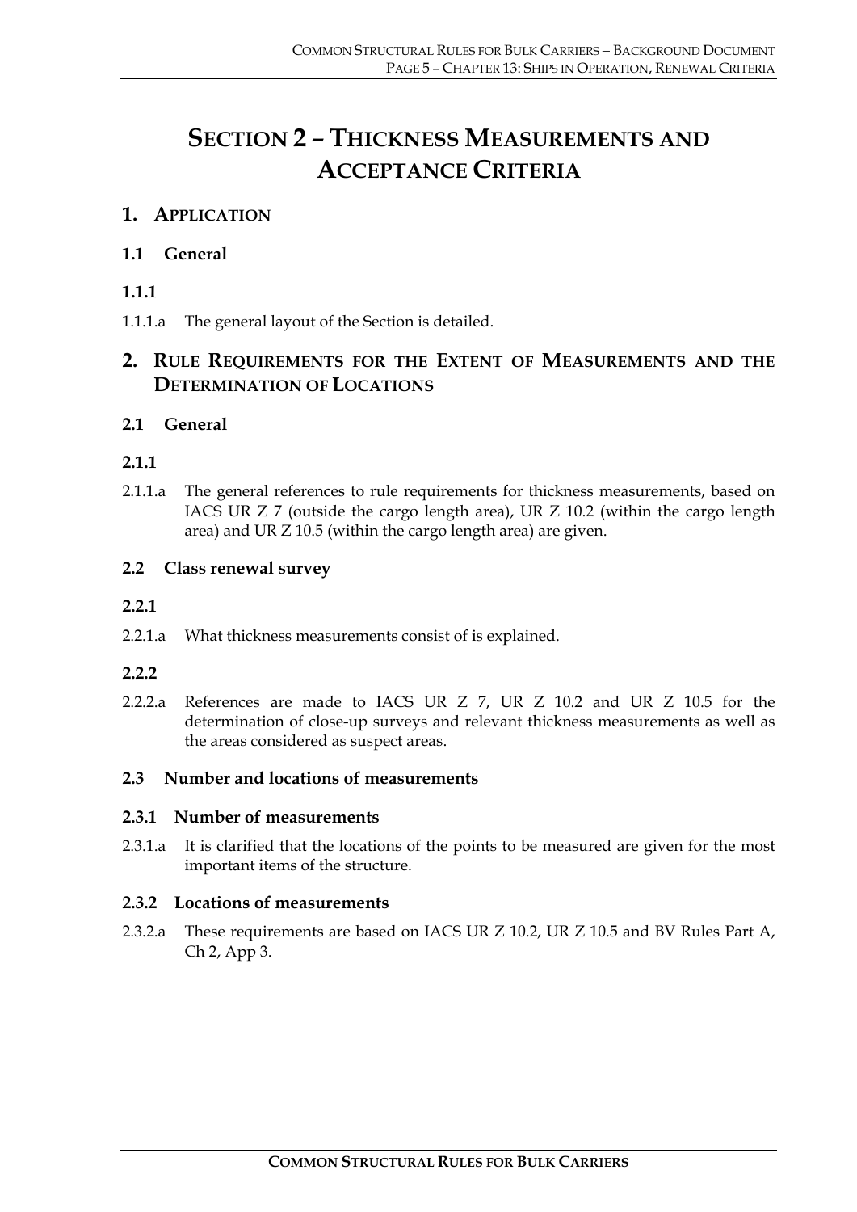# SECTION 2 – THICKNESS MEASUREMENTS AND ACCEPTANCE CRITERIA

## 1. APPLICATION

### 1.1 General

#### 1.1.1

1.1.1.a The general layout of the Section is detailed.

## 2. RULE REQUIREMENTS FOR THE EXTENT OF MEASUREMENTS AND THE DETERMINATION OF LOCATIONS

### 2.1 General

#### 2.1.1

2.1.1.a The general references to rule requirements for thickness measurements, based on IACS UR Z 7 (outside the cargo length area), UR Z 10.2 (within the cargo length area) and UR Z 10.5 (within the cargo length area) are given.

### 2.2 Class renewal survey

#### 2.2.1

2.2.1.a What thickness measurements consist of is explained.

#### 2.2.2

2.2.2.a References are made to IACS UR Z 7, UR Z 10.2 and UR Z 10.5 for the determination of close-up surveys and relevant thickness measurements as well as the areas considered as suspect areas.

### 2.3 Number and locations of measurements

#### 2.3.1 Number of measurements

2.3.1.a It is clarified that the locations of the points to be measured are given for the most important items of the structure.

#### 2.3.2 Locations of measurements

2.3.2.a These requirements are based on IACS UR Z 10.2, UR Z 10.5 and BV Rules Part A, Ch 2, App 3.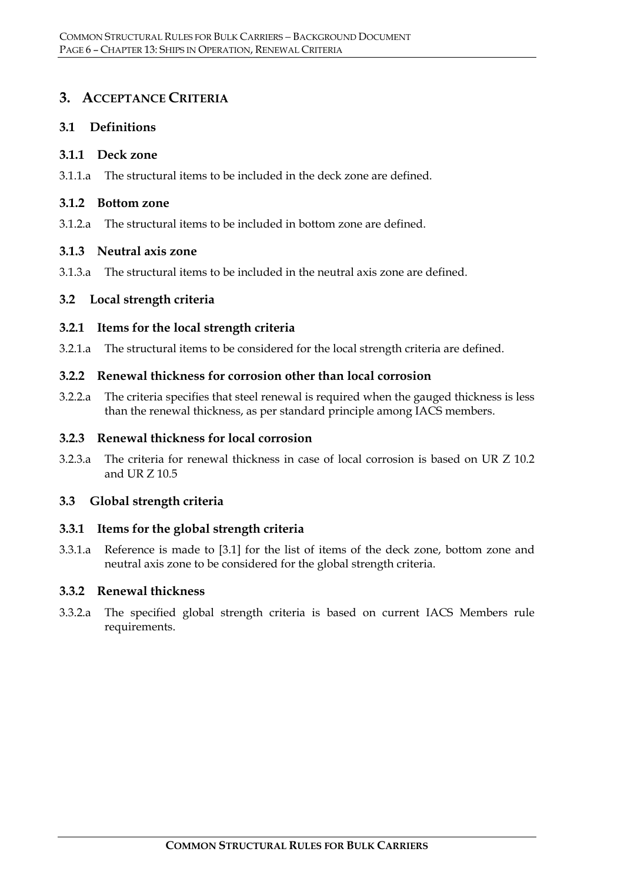# 3. Acceptance Criteria

## 3.1 Definitions

### 3.1.1 Deck zone

3.1.1.a The structural items to be included in the deck zone are defined.

### 3.1.2 Bottom zone

3.1.2.a The structural items to be included in bottom zone are defined.

### 3.1.3 Neutral axis zone

3.1.3.a The structural items to be included in the neutral axis zone are defined.

## 3.2 Local strength criteria

### 3.2.1 Items for the local strength criteria

3.2.1.a The structural items to be considered for the local strength criteria are defined.

### 3.2.2 Renewal thickness for corrosion other than local corrosion

3.2.2.a The criteria specifies that steel renewal is required when the gauged thickness is less than the renewal thickness, as per standard principle among IACS members.

### 3.2.3 Renewal thickness for local corrosion

3.2.3.a The criteria for renewal thickness in case of local corrosion is based on UR Z 10.2 and UR Z 10.5

## 3.3 Global strength criteria

### 3.3.1 Items for the global strength criteria

3.3.1.a Reference is made to [3.1] for the list of items of the deck zone, bottom zone and neutral axis zone to be considered for the global strength criteria.

### 3.3.2 Renewal thickness

3.3.2.a The specified global strength criteria is based on current IACS Members rule requirements.